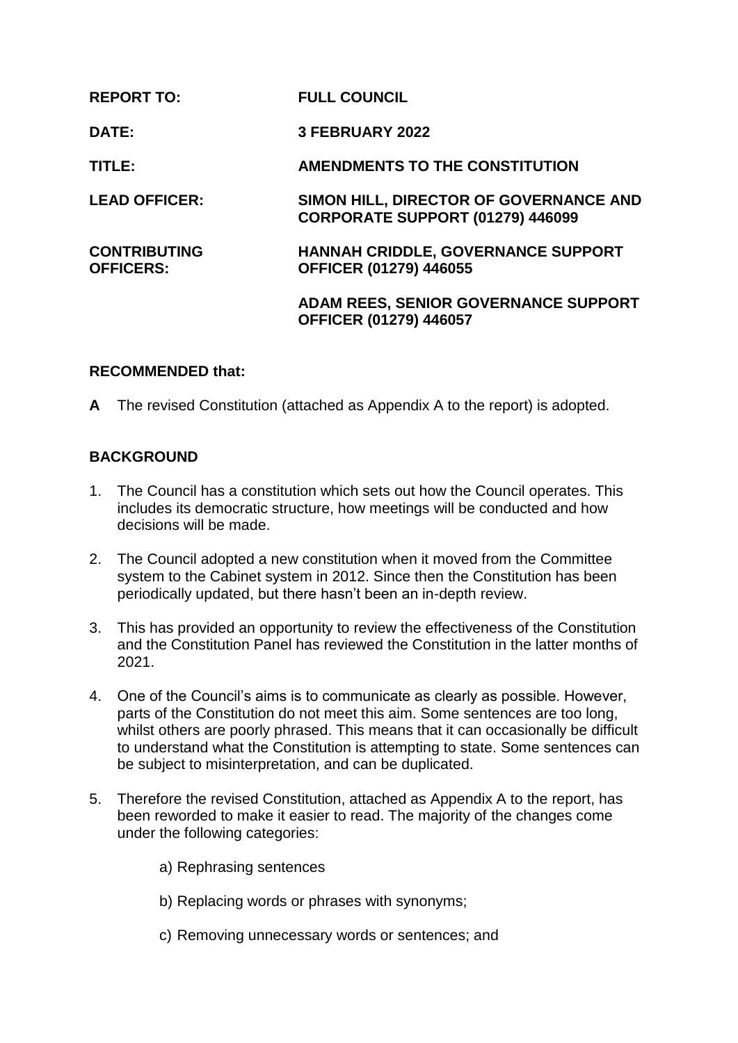| | |
|---|---|
| **REPORT TO:** | **FULL COUNCIL** |
| **DATE:** | **3 FEBRUARY 2022** |
| **TITLE:** | **AMENDMENTS TO THE CONSTITUTION** |
| **LEAD OFFICER:** | **SIMON HILL, DIRECTOR OF GOVERNANCE AND CORPORATE SUPPORT (01279) 446099** |
| **CONTRIBUTING OFFICERS:** | **HANNAH CRIDDLE, GOVERNANCE SUPPORT OFFICER (01279) 446055** |
| | **ADAM REES, SENIOR GOVERNANCE SUPPORT OFFICER (01279) 446057** |

**RECOMMENDED that:**

**A** The revised Constitution (attached as Appendix A to the report) is adopted.

## BACKGROUND

1. The Council has a constitution which sets out how the Council operates. This includes its democratic structure, how meetings will be conducted and how decisions will be made.

2. The Council adopted a new constitution when it moved from the Committee system to the Cabinet system in 2012. Since then the Constitution has been periodically updated, but there hasn't been an in-depth review.

3. This has provided an opportunity to review the effectiveness of the Constitution and the Constitution Panel has reviewed the Constitution in the latter months of 2021.

4. One of the Council's aims is to communicate as clearly as possible. However, parts of the Constitution do not meet this aim. Some sentences are too long, whilst others are poorly phrased. This means that it can occasionally be difficult to understand what the Constitution is attempting to state. Some sentences can be subject to misinterpretation, and can be duplicated.

5. Therefore the revised Constitution, attached as Appendix A to the report, has been reworded to make it easier to read. The majority of the changes come under the following categories:

   a) Rephrasing sentences

   b) Replacing words or phrases with synonyms;

   c) Removing unnecessary words or sentences; and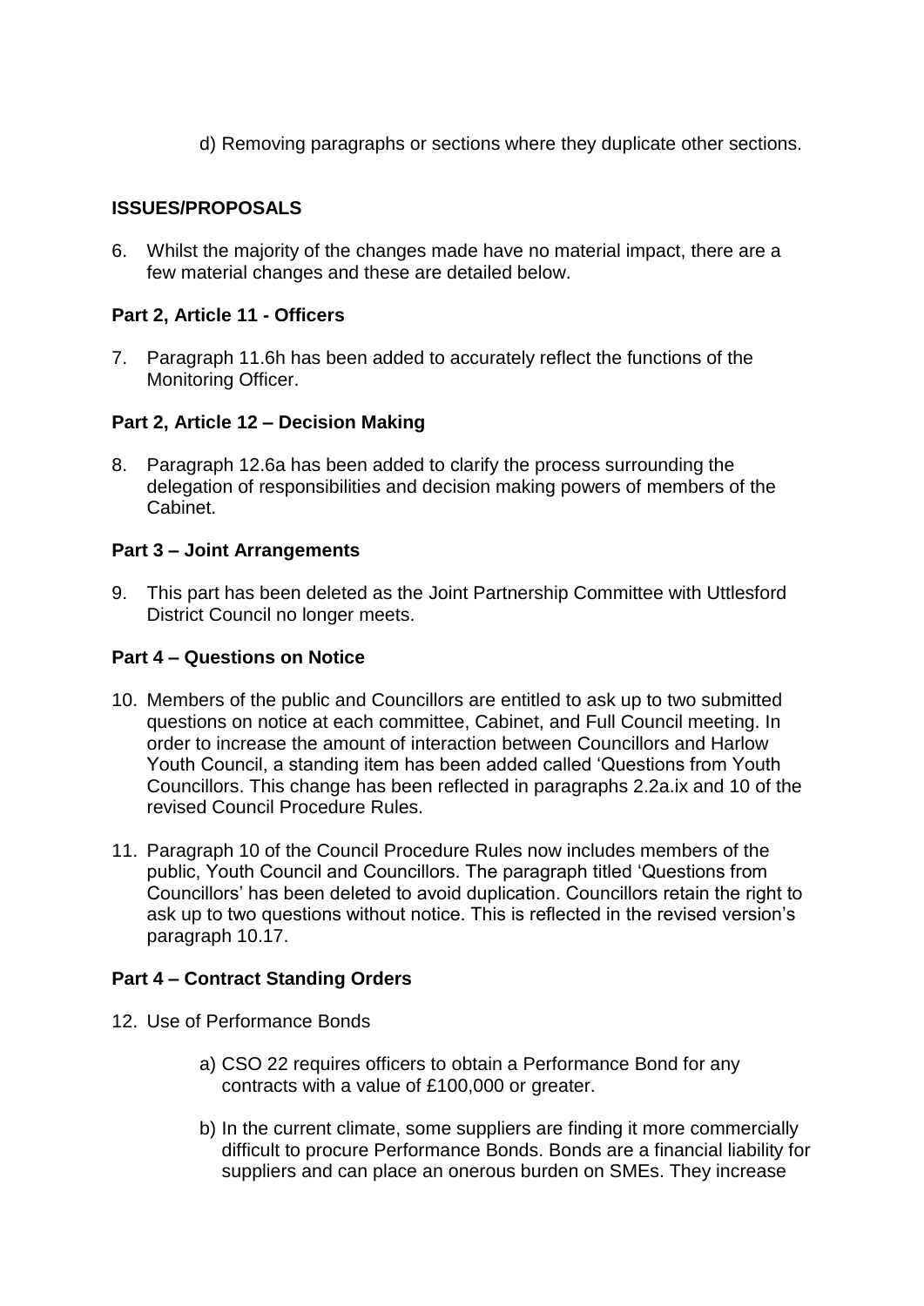d) Removing paragraphs or sections where they duplicate other sections.

**ISSUES/PROPOSALS**

6. Whilst the majority of the changes made have no material impact, there are a few material changes and these are detailed below.

**Part 2, Article 11 - Officers**

7. Paragraph 11.6h has been added to accurately reflect the functions of the Monitoring Officer.

**Part 2, Article 12 – Decision Making**

8. Paragraph 12.6a has been added to clarify the process surrounding the delegation of responsibilities and decision making powers of members of the Cabinet.

**Part 3 – Joint Arrangements**

9. This part has been deleted as the Joint Partnership Committee with Uttlesford District Council no longer meets.

**Part 4 – Questions on Notice**

10. Members of the public and Councillors are entitled to ask up to two submitted questions on notice at each committee, Cabinet, and Full Council meeting. In order to increase the amount of interaction between Councillors and Harlow Youth Council, a standing item has been added called 'Questions from Youth Councillors. This change has been reflected in paragraphs 2.2a.ix and 10 of the revised Council Procedure Rules.

11. Paragraph 10 of the Council Procedure Rules now includes members of the public, Youth Council and Councillors. The paragraph titled 'Questions from Councillors' has been deleted to avoid duplication. Councillors retain the right to ask up to two questions without notice. This is reflected in the revised version's paragraph 10.17.

**Part 4 – Contract Standing Orders**

12. Use of Performance Bonds

    a) CSO 22 requires officers to obtain a Performance Bond for any contracts with a value of £100,000 or greater.

    b) In the current climate, some suppliers are finding it more commercially difficult to procure Performance Bonds. Bonds are a financial liability for suppliers and can place an onerous burden on SMEs. They increase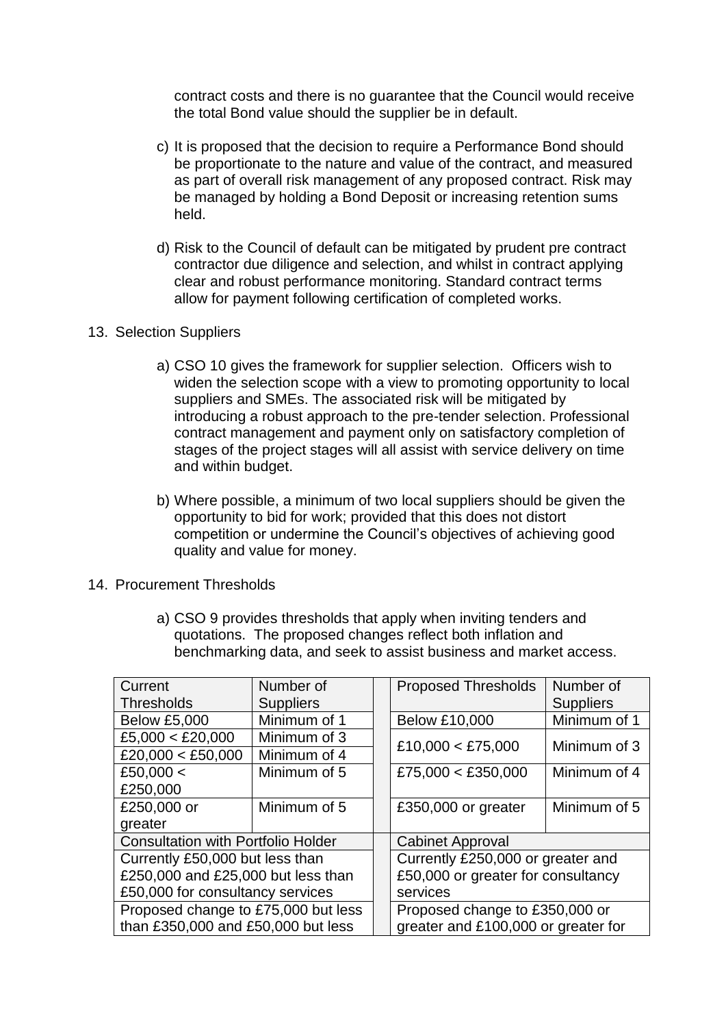contract costs and there is no guarantee that the Council would receive the total Bond value should the supplier be in default.

c) It is proposed that the decision to require a Performance Bond should be proportionate to the nature and value of the contract, and measured as part of overall risk management of any proposed contract. Risk may be managed by holding a Bond Deposit or increasing retention sums held.

d) Risk to the Council of default can be mitigated by prudent pre contract contractor due diligence and selection, and whilst in contract applying clear and robust performance monitoring. Standard contract terms allow for payment following certification of completed works.

13. Selection Suppliers

a) CSO 10 gives the framework for supplier selection. Officers wish to widen the selection scope with a view to promoting opportunity to local suppliers and SMEs. The associated risk will be mitigated by introducing a robust approach to the pre-tender selection. Professional contract management and payment only on satisfactory completion of stages of the project stages will all assist with service delivery on time and within budget.

b) Where possible, a minimum of two local suppliers should be given the opportunity to bid for work; provided that this does not distort competition or undermine the Council's objectives of achieving good quality and value for money.

14. Procurement Thresholds

a) CSO 9 provides thresholds that apply when inviting tenders and quotations. The proposed changes reflect both inflation and benchmarking data, and seek to assist business and market access.

| Current Thresholds | Number of Suppliers | | Proposed Thresholds | Number of Suppliers |
|---|---|---|---|---|
| Below £5,000 | Minimum of 1 | | Below £10,000 | Minimum of 1 |
| £5,000 < £20,000 | Minimum of 3 | | £10,000 < £75,000 | Minimum of 3 |
| £20,000 < £50,000 | Minimum of 4 | | | |
| £50,000 < £250,000 | Minimum of 5 | | £75,000 < £350,000 | Minimum of 4 |
| £250,000 or greater | Minimum of 5 | | £350,000 or greater | Minimum of 5 |
| Consultation with Portfolio Holder | | | Cabinet Approval | |
| Currently £50,000 but less than £250,000 and £25,000 but less than £50,000 for consultancy services | | | Currently £250,000 or greater and £50,000 or greater for consultancy services | |
| Proposed change to £75,000 but less than £350,000 and £50,000 but less | | | Proposed change to £350,000 or greater and £100,000 or greater for | |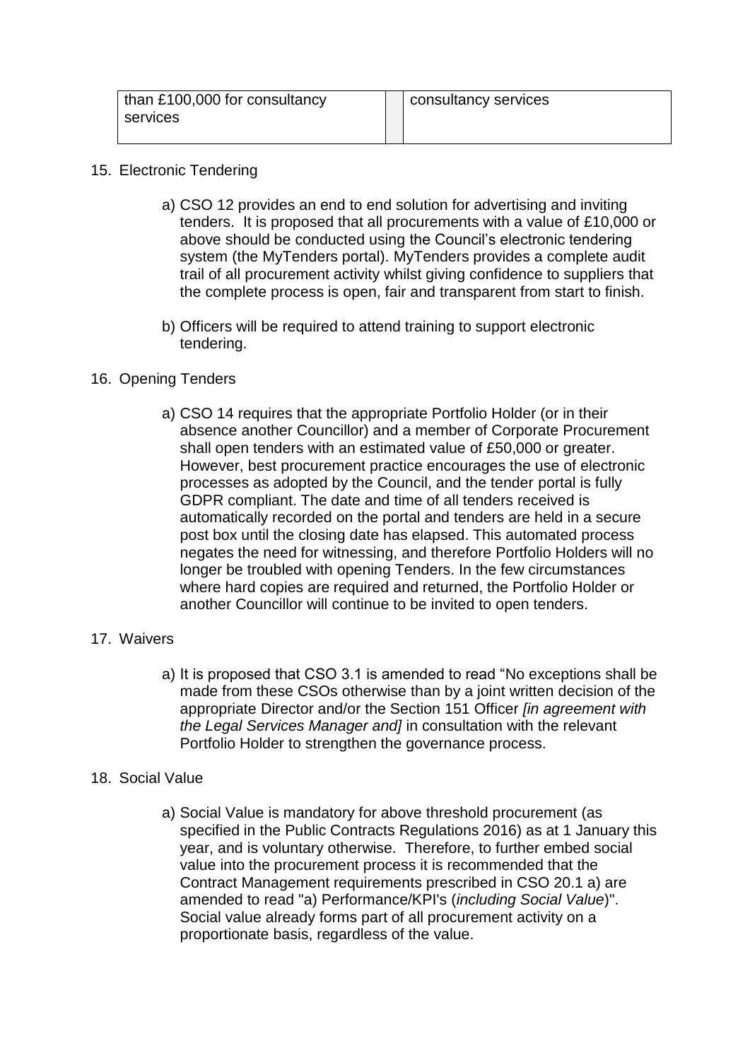| than £100,000 for consultancy services | | consultancy services |
|---|---|---|

15. Electronic Tendering

    a) CSO 12 provides an end to end solution for advertising and inviting tenders. It is proposed that all procurements with a value of £10,000 or above should be conducted using the Council's electronic tendering system (the MyTenders portal). MyTenders provides a complete audit trail of all procurement activity whilst giving confidence to suppliers that the complete process is open, fair and transparent from start to finish.

    b) Officers will be required to attend training to support electronic tendering.

16. Opening Tenders

    a) CSO 14 requires that the appropriate Portfolio Holder (or in their absence another Councillor) and a member of Corporate Procurement shall open tenders with an estimated value of £50,000 or greater. However, best procurement practice encourages the use of electronic processes as adopted by the Council, and the tender portal is fully GDPR compliant. The date and time of all tenders received is automatically recorded on the portal and tenders are held in a secure post box until the closing date has elapsed. This automated process negates the need for witnessing, and therefore Portfolio Holders will no longer be troubled with opening Tenders. In the few circumstances where hard copies are required and returned, the Portfolio Holder or another Councillor will continue to be invited to open tenders.

17. Waivers

    a) It is proposed that CSO 3.1 is amended to read "No exceptions shall be made from these CSOs otherwise than by a joint written decision of the appropriate Director and/or the Section 151 Officer *[in agreement with the Legal Services Manager and]* in consultation with the relevant Portfolio Holder to strengthen the governance process.

18. Social Value

    a) Social Value is mandatory for above threshold procurement (as specified in the Public Contracts Regulations 2016) as at 1 January this year, and is voluntary otherwise. Therefore, to further embed social value into the procurement process it is recommended that the Contract Management requirements prescribed in CSO 20.1 a) are amended to read "a) Performance/KPI's (*including Social Value*)". Social value already forms part of all procurement activity on a proportionate basis, regardless of the value.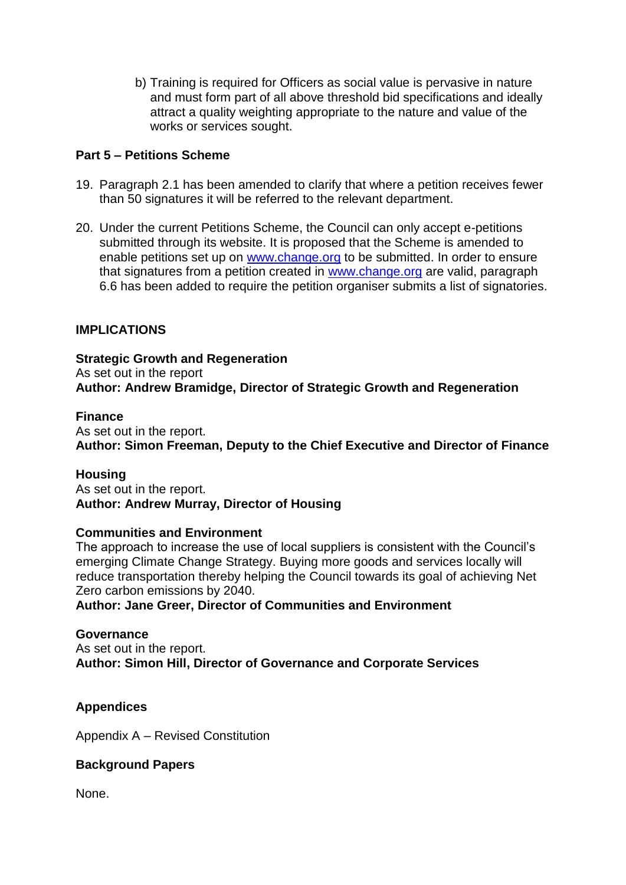b) Training is required for Officers as social value is pervasive in nature and must form part of all above threshold bid specifications and ideally attract a quality weighting appropriate to the nature and value of the works or services sought.

**Part 5 – Petitions Scheme**

19. Paragraph 2.1 has been amended to clarify that where a petition receives fewer than 50 signatures it will be referred to the relevant department.

20. Under the current Petitions Scheme, the Council can only accept e-petitions submitted through its website. It is proposed that the Scheme is amended to enable petitions set up on [www.change.org](http://www.change.org) to be submitted. In order to ensure that signatures from a petition created in [www.change.org](http://www.change.org) are valid, paragraph 6.6 has been added to require the petition organiser submits a list of signatories.

**IMPLICATIONS**

**Strategic Growth and Regeneration**
As set out in the report
**Author: Andrew Bramidge, Director of Strategic Growth and Regeneration**

**Finance**
As set out in the report.
**Author: Simon Freeman, Deputy to the Chief Executive and Director of Finance**

**Housing**
As set out in the report.
**Author: Andrew Murray, Director of Housing**

**Communities and Environment**
The approach to increase the use of local suppliers is consistent with the Council's emerging Climate Change Strategy. Buying more goods and services locally will reduce transportation thereby helping the Council towards its goal of achieving Net Zero carbon emissions by 2040.
**Author: Jane Greer, Director of Communities and Environment**

**Governance**
As set out in the report.
**Author: Simon Hill, Director of Governance and Corporate Services**

**Appendices**

Appendix A – Revised Constitution

**Background Papers**

None.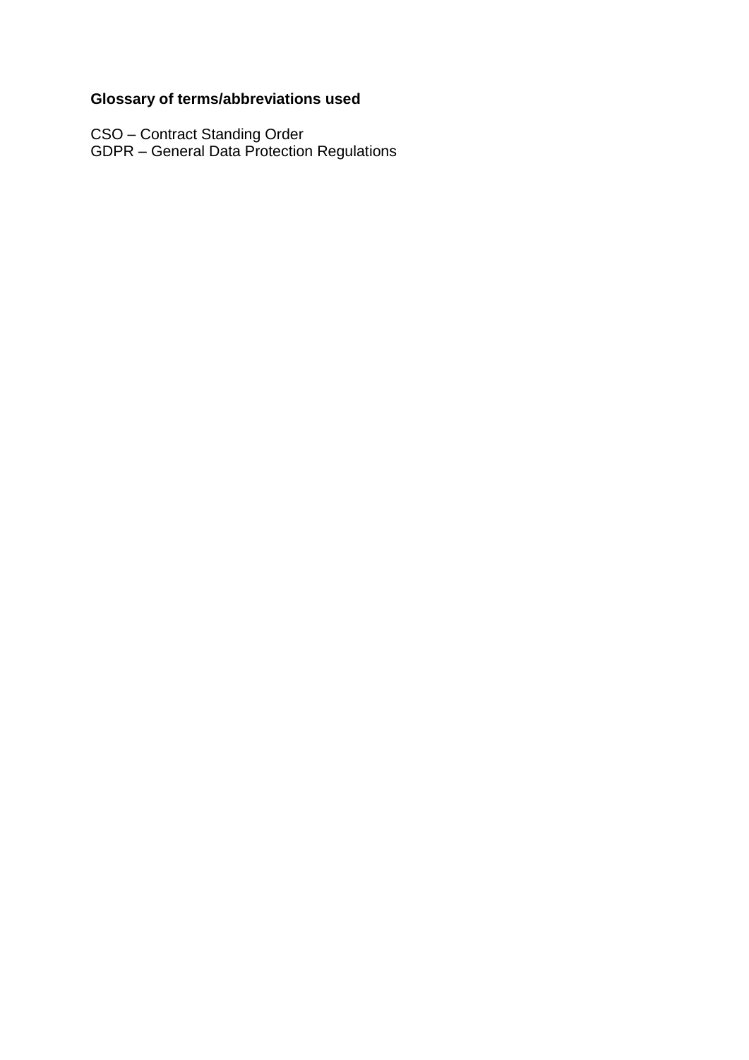**Glossary of terms/abbreviations used**

CSO – Contract Standing Order
GDPR – General Data Protection Regulations